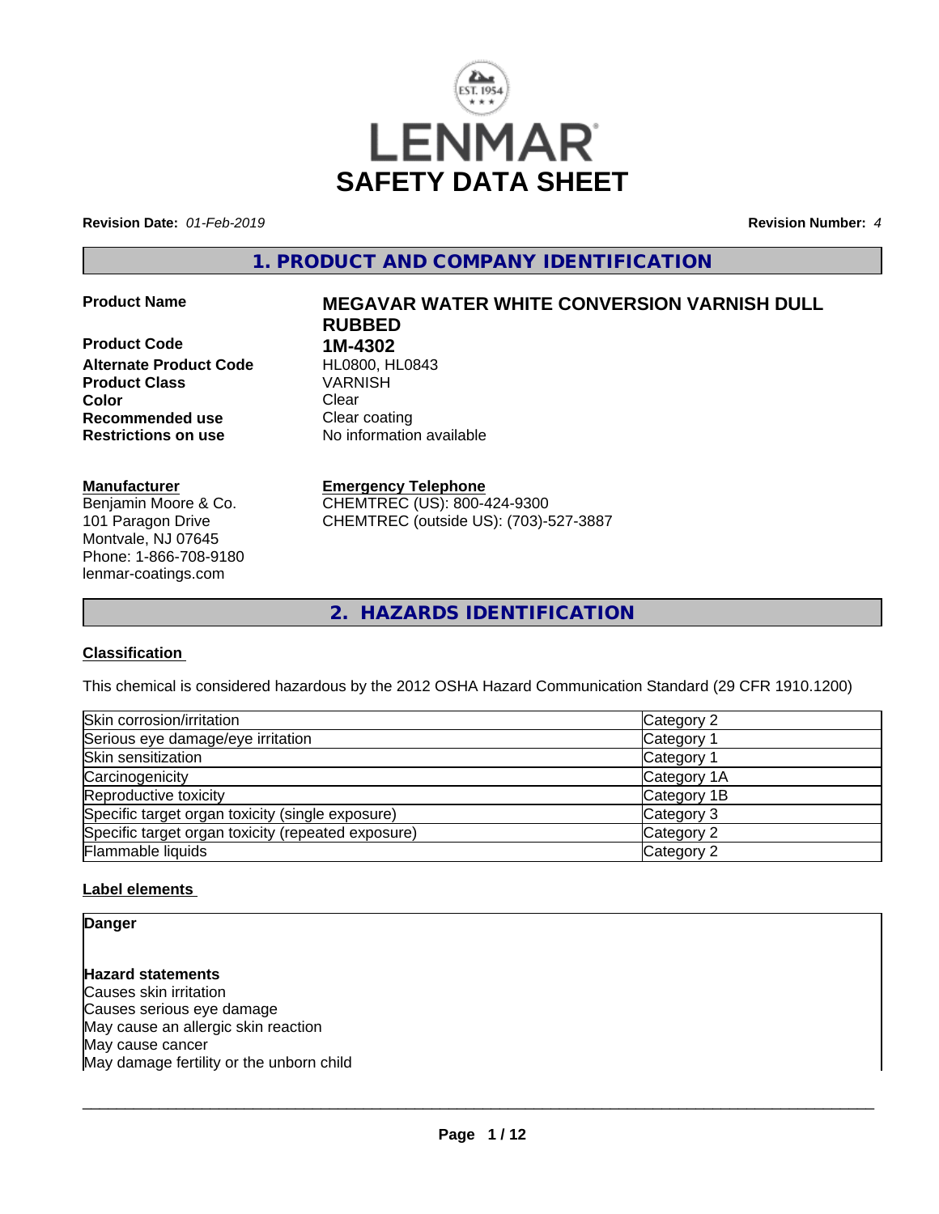LENMAR

# SAFETY DATA SHEET

**Revision Date:** *01-Feb-2019* **Revision Number:** *4*

## 1. PRODUCT AND COMPANY IDENTIFICATION

| | |
|---|---|
| **Product Name** | **MEGAVAR WATER WHITE CONVERSION VARNISH DULL RUBBED** |
| **Product Code** | **1M-4302** |
| **Alternate Product Code** | HL0800, HL0843 |
| **Product Class** | VARNISH |
| **Color** | Clear |
| **Recommended use** | Clear coating |
| **Restrictions on use** | No information available |

**Manufacturer**
Benjamin Moore & Co.
101 Paragon Drive
Montvale, NJ 07645
Phone: 1-866-708-9180
lenmar-coatings.com

**Emergency Telephone**
CHEMTREC (US): 800-424-9300
CHEMTREC (outside US): (703)-527-3887

## 2. HAZARDS IDENTIFICATION

### Classification

This chemical is considered hazardous by the 2012 OSHA Hazard Communication Standard (29 CFR 1910.1200)

| | |
|---|---|
| Skin corrosion/irritation | Category 2 |
| Serious eye damage/eye irritation | Category 1 |
| Skin sensitization | Category 1 |
| Carcinogenicity | Category 1A |
| Reproductive toxicity | Category 1B |
| Specific target organ toxicity (single exposure) | Category 3 |
| Specific target organ toxicity (repeated exposure) | Category 2 |
| Flammable liquids | Category 2 |

### Label elements

**Danger**

**Hazard statements**
Causes skin irritation
Causes serious eye damage
May cause an allergic skin reaction
May cause cancer
May damage fertility or the unborn child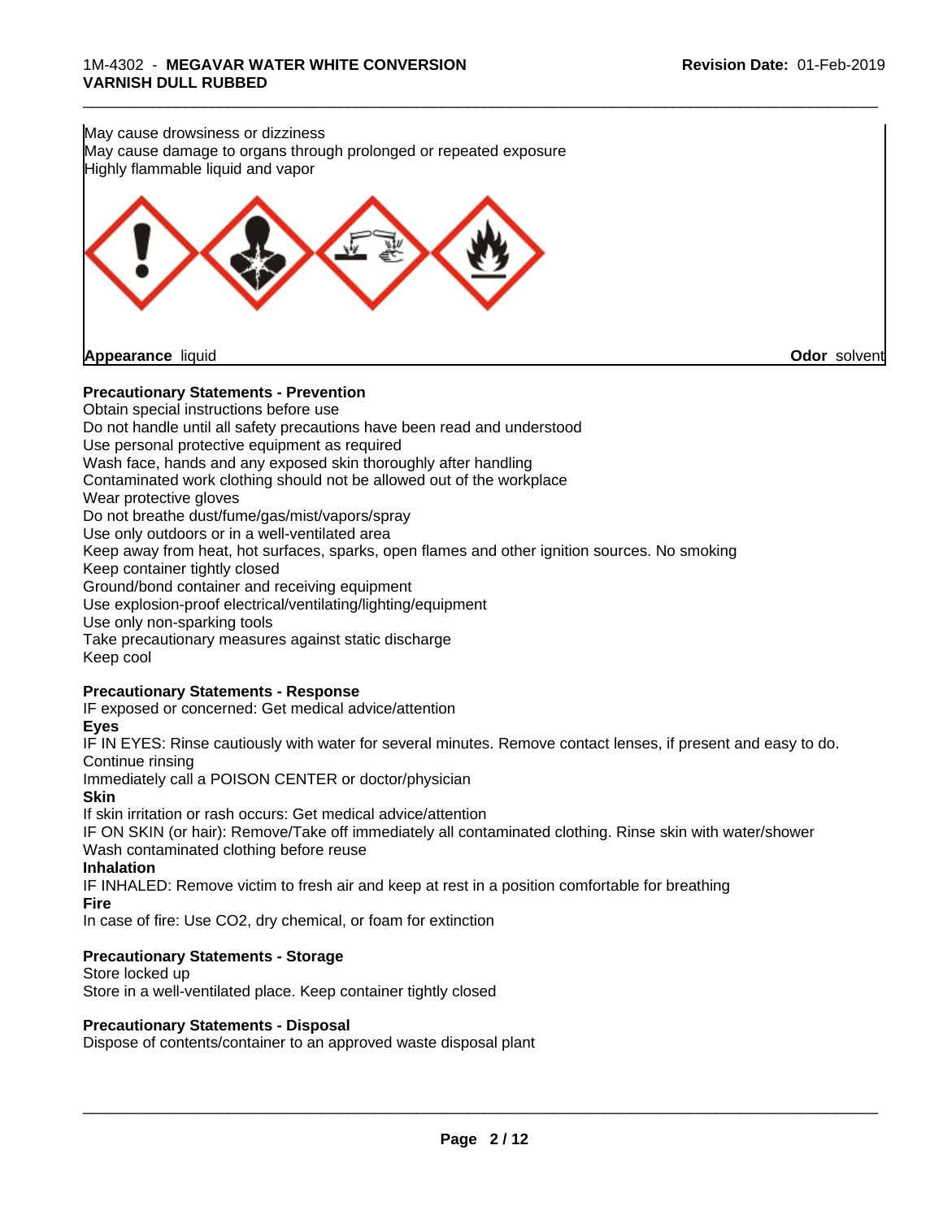May cause drowsiness or dizziness
May cause damage to organs through prolonged or repeated exposure
Highly flammable liquid and vapor

**Appearance** liquid **Odor** solvent

**Precautionary Statements - Prevention**

Obtain special instructions before use
Do not handle until all safety precautions have been read and understood
Use personal protective equipment as required
Wash face, hands and any exposed skin thoroughly after handling
Contaminated work clothing should not be allowed out of the workplace
Wear protective gloves
Do not breathe dust/fume/gas/mist/vapors/spray
Use only outdoors or in a well-ventilated area
Keep away from heat, hot surfaces, sparks, open flames and other ignition sources. No smoking
Keep container tightly closed
Ground/bond container and receiving equipment
Use explosion-proof electrical/ventilating/lighting/equipment
Use only non-sparking tools
Take precautionary measures against static discharge
Keep cool

**Precautionary Statements - Response**

IF exposed or concerned: Get medical advice/attention

**Eyes**

IF IN EYES: Rinse cautiously with water for several minutes. Remove contact lenses, if present and easy to do. Continue rinsing
Immediately call a POISON CENTER or doctor/physician

**Skin**

If skin irritation or rash occurs: Get medical advice/attention
IF ON SKIN (or hair): Remove/Take off immediately all contaminated clothing. Rinse skin with water/shower
Wash contaminated clothing before reuse

**Inhalation**

IF INHALED: Remove victim to fresh air and keep at rest in a position comfortable for breathing

**Fire**

In case of fire: Use CO2, dry chemical, or foam for extinction

**Precautionary Statements - Storage**

Store locked up
Store in a well-ventilated place. Keep container tightly closed

**Precautionary Statements - Disposal**

Dispose of contents/container to an approved waste disposal plant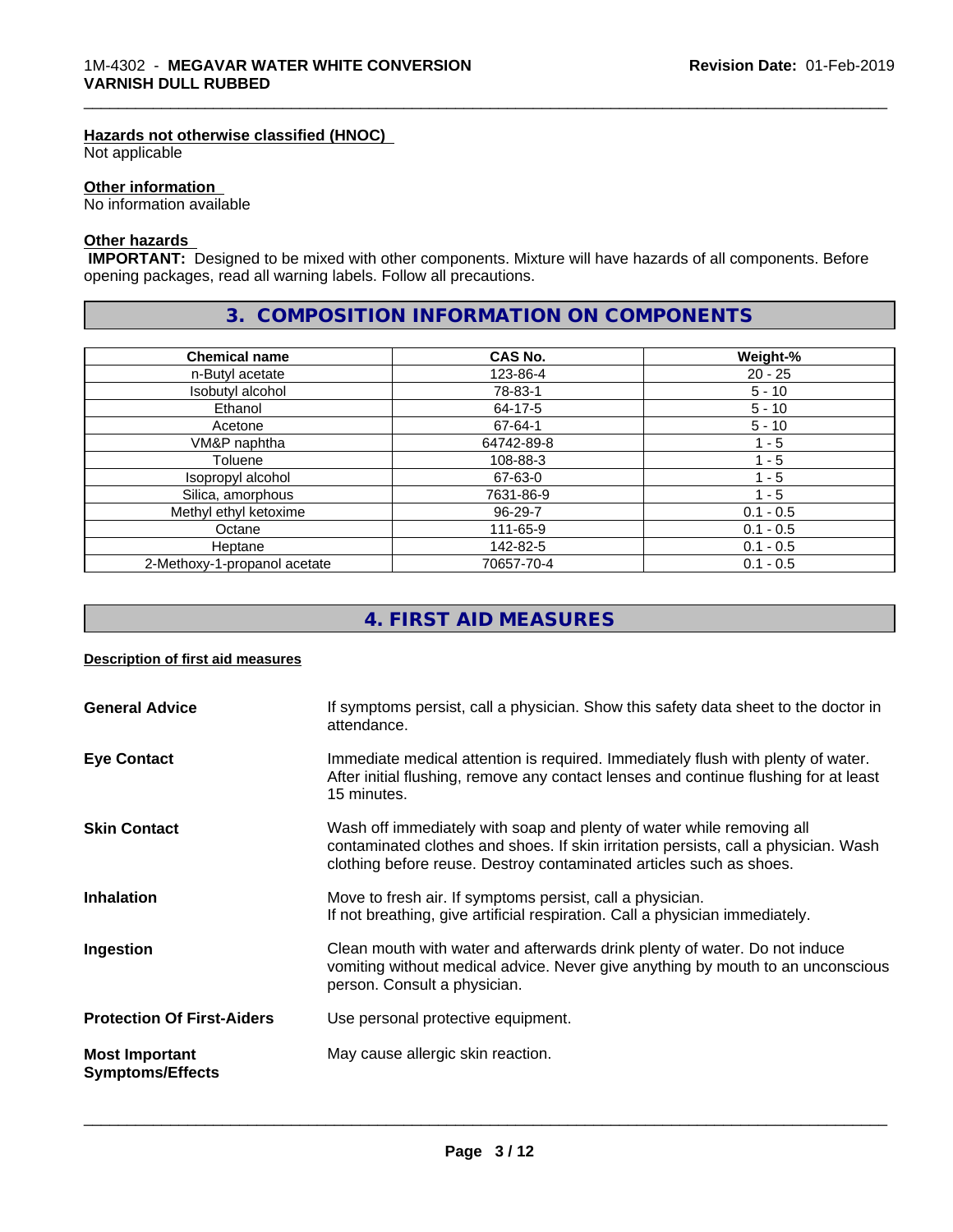#### Hazards not otherwise classified (HNOC)

Not applicable

#### Other information

No information available

#### Other hazards

**IMPORTANT:** Designed to be mixed with other components. Mixture will have hazards of all components. Before opening packages, read all warning labels. Follow all precautions.

## 3. COMPOSITION INFORMATION ON COMPONENTS

| Chemical name | CAS No. | Weight-% |
|---|---|---|
| n-Butyl acetate | 123-86-4 | 20 - 25 |
| Isobutyl alcohol | 78-83-1 | 5 - 10 |
| Ethanol | 64-17-5 | 5 - 10 |
| Acetone | 67-64-1 | 5 - 10 |
| VM&P naphtha | 64742-89-8 | 1 - 5 |
| Toluene | 108-88-3 | 1 - 5 |
| Isopropyl alcohol | 67-63-0 | 1 - 5 |
| Silica, amorphous | 7631-86-9 | 1 - 5 |
| Methyl ethyl ketoxime | 96-29-7 | 0.1 - 0.5 |
| Octane | 111-65-9 | 0.1 - 0.5 |
| Heptane | 142-82-5 | 0.1 - 0.5 |
| 2-Methoxy-1-propanol acetate | 70657-70-4 | 0.1 - 0.5 |

## 4. FIRST AID MEASURES

#### Description of first aid measures

**General Advice**
If symptoms persist, call a physician. Show this safety data sheet to the doctor in attendance.

**Eye Contact**
Immediate medical attention is required. Immediately flush with plenty of water. After initial flushing, remove any contact lenses and continue flushing for at least 15 minutes.

**Skin Contact**
Wash off immediately with soap and plenty of water while removing all contaminated clothes and shoes. If skin irritation persists, call a physician. Wash clothing before reuse. Destroy contaminated articles such as shoes.

**Inhalation**
Move to fresh air. If symptoms persist, call a physician.
If not breathing, give artificial respiration. Call a physician immediately.

**Ingestion**
Clean mouth with water and afterwards drink plenty of water. Do not induce vomiting without medical advice. Never give anything by mouth to an unconscious person. Consult a physician.

**Protection Of First-Aiders**
Use personal protective equipment.

**Most Important Symptoms/Effects**
May cause allergic skin reaction.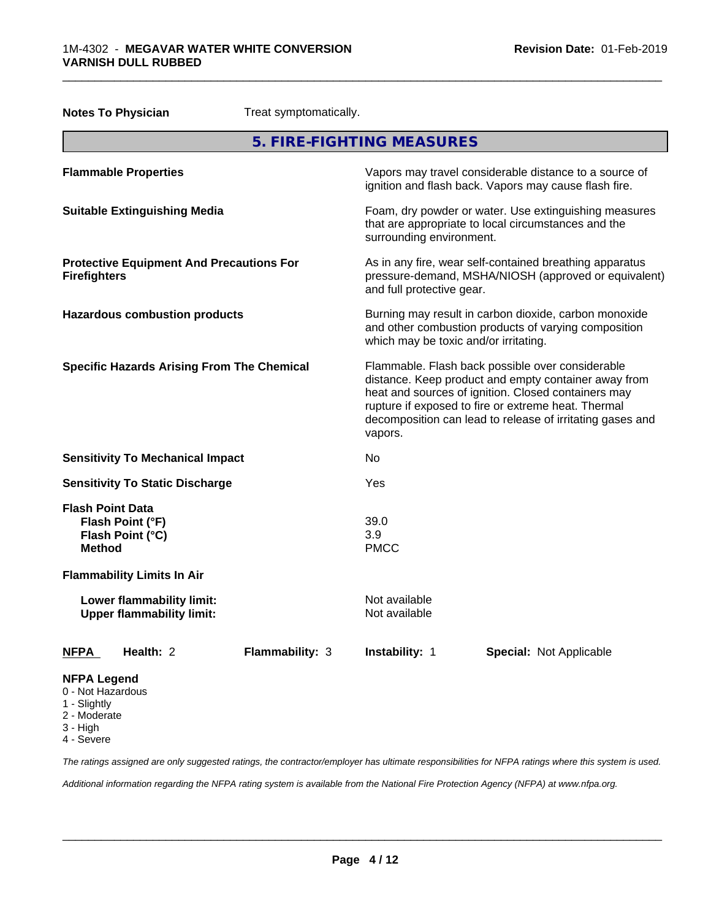**Notes To Physician** Treat symptomatically.

## 5. FIRE-FIGHTING MEASURES

| | |
|---|---|
| **Flammable Properties** | Vapors may travel considerable distance to a source of ignition and flash back. Vapors may cause flash fire. |
| **Suitable Extinguishing Media** | Foam, dry powder or water. Use extinguishing measures that are appropriate to local circumstances and the surrounding environment. |
| **Protective Equipment And Precautions For Firefighters** | As in any fire, wear self-contained breathing apparatus pressure-demand, MSHA/NIOSH (approved or equivalent) and full protective gear. |
| **Hazardous combustion products** | Burning may result in carbon dioxide, carbon monoxide and other combustion products of varying composition which may be toxic and/or irritating. |
| **Specific Hazards Arising From The Chemical** | Flammable. Flash back possible over considerable distance. Keep product and empty container away from heat and sources of ignition. Closed containers may rupture if exposed to fire or extreme heat. Thermal decomposition can lead to release of irritating gases and vapors. |
| **Sensitivity To Mechanical Impact** | No |
| **Sensitivity To Static Discharge** | Yes |

**Flash Point Data**

| | |
|---|---|
| **Flash Point (°F)** | 39.0 |
| **Flash Point (°C)** | 3.9 |
| **Method** | PMCC |

**Flammability Limits In Air**

| | |
|---|---|
| **Lower flammability limit:** | Not available |
| **Upper flammability limit:** | Not available |

| **NFPA** | **Health:** 2 | **Flammability:** 3 | **Instability:** 1 | **Special:** Not Applicable |
|---|---|---|---|---|

**NFPA Legend**
- 0 - Not Hazardous
- 1 - Slightly
- 2 - Moderate
- 3 - High
- 4 - Severe

*The ratings assigned are only suggested ratings, the contractor/employer has ultimate responsibilities for NFPA ratings where this system is used.*

*Additional information regarding the NFPA rating system is available from the National Fire Protection Agency (NFPA) at www.nfpa.org.*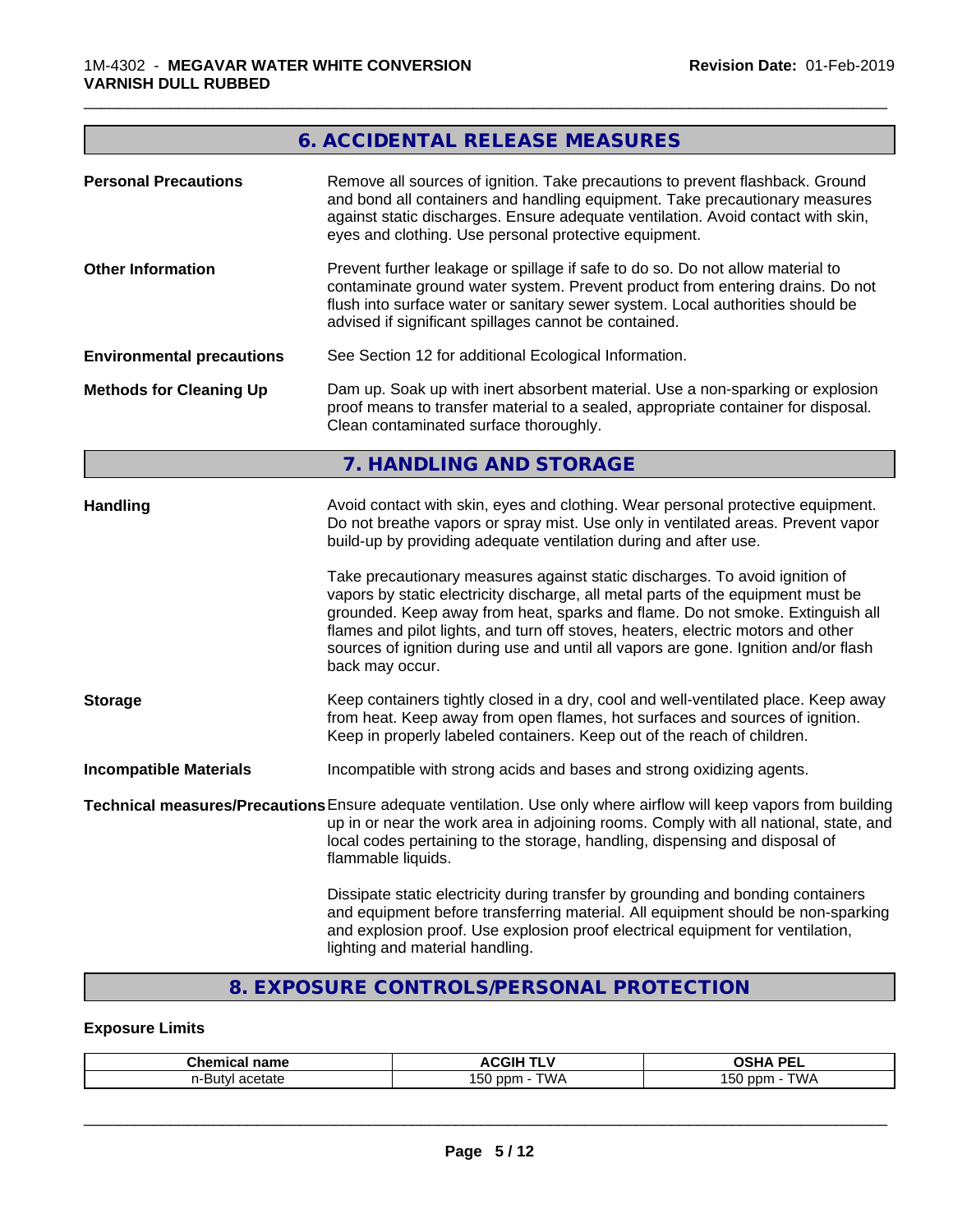## 6. ACCIDENTAL RELEASE MEASURES

**Personal Precautions** Remove all sources of ignition. Take precautions to prevent flashback. Ground and bond all containers and handling equipment. Take precautionary measures against static discharges. Ensure adequate ventilation. Avoid contact with skin, eyes and clothing. Use personal protective equipment.

**Other Information** Prevent further leakage or spillage if safe to do so. Do not allow material to contaminate ground water system. Prevent product from entering drains. Do not flush into surface water or sanitary sewer system. Local authorities should be advised if significant spillages cannot be contained.

**Environmental precautions** See Section 12 for additional Ecological Information.

**Methods for Cleaning Up** Dam up. Soak up with inert absorbent material. Use a non-sparking or explosion proof means to transfer material to a sealed, appropriate container for disposal. Clean contaminated surface thoroughly.

## 7. HANDLING AND STORAGE

**Handling** Avoid contact with skin, eyes and clothing. Wear personal protective equipment. Do not breathe vapors or spray mist. Use only in ventilated areas. Prevent vapor build-up by providing adequate ventilation during and after use.

Take precautionary measures against static discharges. To avoid ignition of vapors by static electricity discharge, all metal parts of the equipment must be grounded. Keep away from heat, sparks and flame. Do not smoke. Extinguish all flames and pilot lights, and turn off stoves, heaters, electric motors and other sources of ignition during use and until all vapors are gone. Ignition and/or flash back may occur.

**Storage** Keep containers tightly closed in a dry, cool and well-ventilated place. Keep away from heat. Keep away from open flames, hot surfaces and sources of ignition. Keep in properly labeled containers. Keep out of the reach of children.

**Incompatible Materials** Incompatible with strong acids and bases and strong oxidizing agents.

**Technical measures/Precautions** Ensure adequate ventilation. Use only where airflow will keep vapors from building up in or near the work area in adjoining rooms. Comply with all national, state, and local codes pertaining to the storage, handling, dispensing and disposal of flammable liquids.

Dissipate static electricity during transfer by grounding and bonding containers and equipment before transferring material. All equipment should be non-sparking and explosion proof. Use explosion proof electrical equipment for ventilation, lighting and material handling.

## 8. EXPOSURE CONTROLS/PERSONAL PROTECTION

**Exposure Limits**

| Chemical name | ACGIH TLV | OSHA PEL |
|---|---|---|
| n-Butyl acetate | 150 ppm - TWA | 150 ppm - TWA |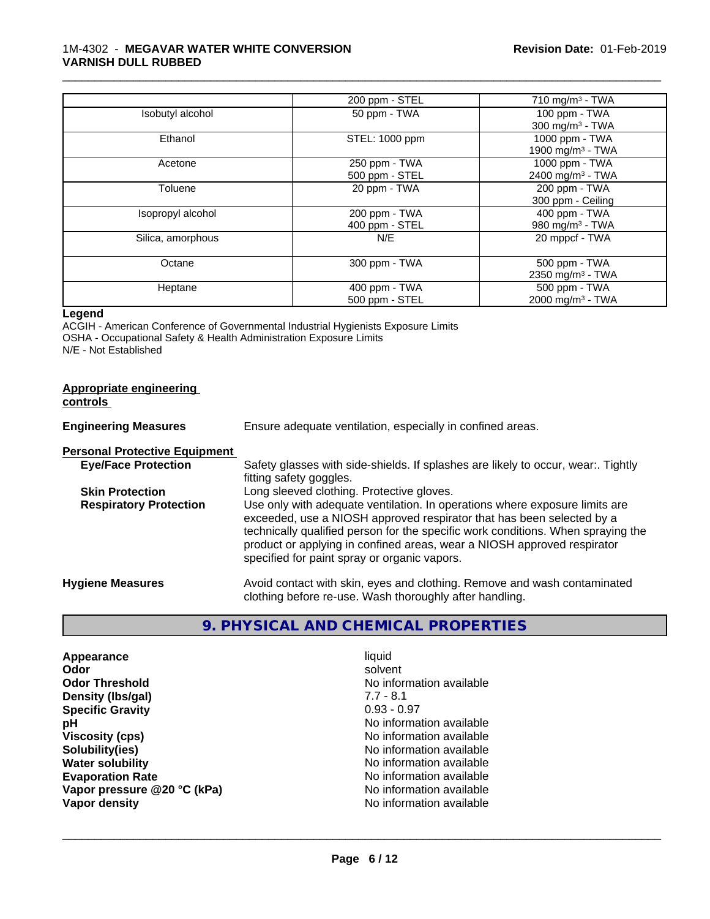|  | ACGIH | OSHA |
|---|---|---|
|  | 200 ppm - STEL | 710 mg/m³ - TWA |
| Isobutyl alcohol | 50 ppm - TWA | 100 ppm - TWA<br>300 mg/m³ - TWA |
| Ethanol | STEL: 1000 ppm | 1000 ppm - TWA<br>1900 mg/m³ - TWA |
| Acetone | 250 ppm - TWA<br>500 ppm - STEL | 1000 ppm - TWA<br>2400 mg/m³ - TWA |
| Toluene | 20 ppm - TWA | 200 ppm - TWA<br>300 ppm - Ceiling |
| Isopropyl alcohol | 200 ppm - TWA<br>400 ppm - STEL | 400 ppm - TWA<br>980 mg/m³ - TWA |
| Silica, amorphous | N/E | 20 mppcf - TWA |
| Octane | 300 ppm - TWA | 500 ppm - TWA<br>2350 mg/m³ - TWA |
| Heptane | 400 ppm - TWA<br>500 ppm - STEL | 500 ppm - TWA<br>2000 mg/m³ - TWA |

**Legend**

ACGIH - American Conference of Governmental Industrial Hygienists Exposure Limits
OSHA - Occupational Safety & Health Administration Exposure Limits
N/E - Not Established

**Appropriate engineering controls**

**Engineering Measures** Ensure adequate ventilation, especially in confined areas.

**Personal Protective Equipment**

**Eye/Face Protection** Safety glasses with side-shields. If splashes are likely to occur, wear:. Tightly fitting safety goggles.

**Skin Protection** Long sleeved clothing. Protective gloves.

**Respiratory Protection** Use only with adequate ventilation. In operations where exposure limits are exceeded, use a NIOSH approved respirator that has been selected by a technically qualified person for the specific work conditions. When spraying the product or applying in confined areas, wear a NIOSH approved respirator specified for paint spray or organic vapors.

**Hygiene Measures** Avoid contact with skin, eyes and clothing. Remove and wash contaminated clothing before re-use. Wash thoroughly after handling.

## 9. PHYSICAL AND CHEMICAL PROPERTIES

| | |
|---|---|
| **Appearance** | liquid |
| **Odor** | solvent |
| **Odor Threshold** | No information available |
| **Density (lbs/gal)** | 7.7 - 8.1 |
| **Specific Gravity** | 0.93 - 0.97 |
| **pH** | No information available |
| **Viscosity (cps)** | No information available |
| **Solubility(ies)** | No information available |
| **Water solubility** | No information available |
| **Evaporation Rate** | No information available |
| **Vapor pressure @20 °C (kPa)** | No information available |
| **Vapor density** | No information available |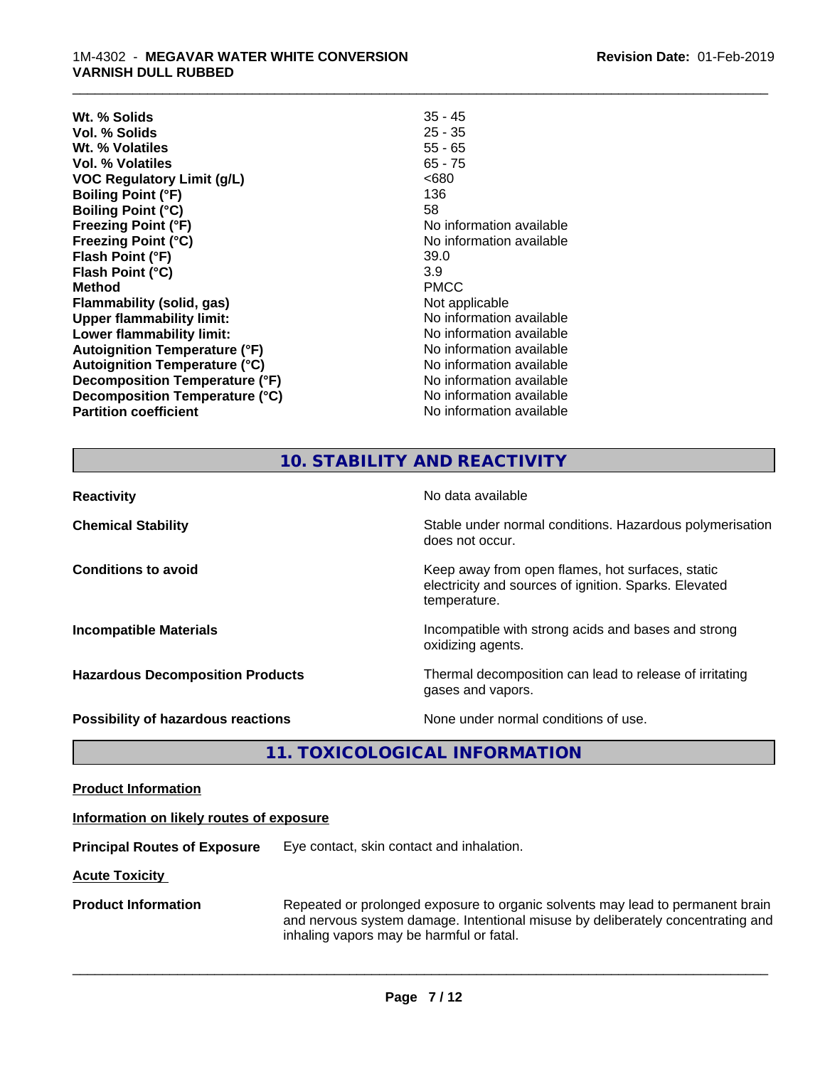| | |
|---|---|
| **Wt. % Solids** | 35 - 45 |
| **Vol. % Solids** | 25 - 35 |
| **Wt. % Volatiles** | 55 - 65 |
| **Vol. % Volatiles** | 65 - 75 |
| **VOC Regulatory Limit (g/L)** | <680 |
| **Boiling Point (°F)** | 136 |
| **Boiling Point (°C)** | 58 |
| **Freezing Point (°F)** | No information available |
| **Freezing Point (°C)** | No information available |
| **Flash Point (°F)** | 39.0 |
| **Flash Point (°C)** | 3.9 |
| **Method** | PMCC |
| **Flammability (solid, gas)** | Not applicable |
| **Upper flammability limit:** | No information available |
| **Lower flammability limit:** | No information available |
| **Autoignition Temperature (°F)** | No information available |
| **Autoignition Temperature (°C)** | No information available |
| **Decomposition Temperature (°F)** | No information available |
| **Decomposition Temperature (°C)** | No information available |
| **Partition coefficient** | No information available |

## 10. STABILITY AND REACTIVITY

| | |
|---|---|
| **Reactivity** | No data available |
| **Chemical Stability** | Stable under normal conditions. Hazardous polymerisation does not occur. |
| **Conditions to avoid** | Keep away from open flames, hot surfaces, static electricity and sources of ignition. Sparks. Elevated temperature. |
| **Incompatible Materials** | Incompatible with strong acids and bases and strong oxidizing agents. |
| **Hazardous Decomposition Products** | Thermal decomposition can lead to release of irritating gases and vapors. |
| **Possibility of hazardous reactions** | None under normal conditions of use. |

## 11. TOXICOLOGICAL INFORMATION

**Product Information**

**Information on likely routes of exposure**

**Principal Routes of Exposure** Eye contact, skin contact and inhalation.

**Acute Toxicity**

**Product Information** Repeated or prolonged exposure to organic solvents may lead to permanent brain and nervous system damage. Intentional misuse by deliberately concentrating and inhaling vapors may be harmful or fatal.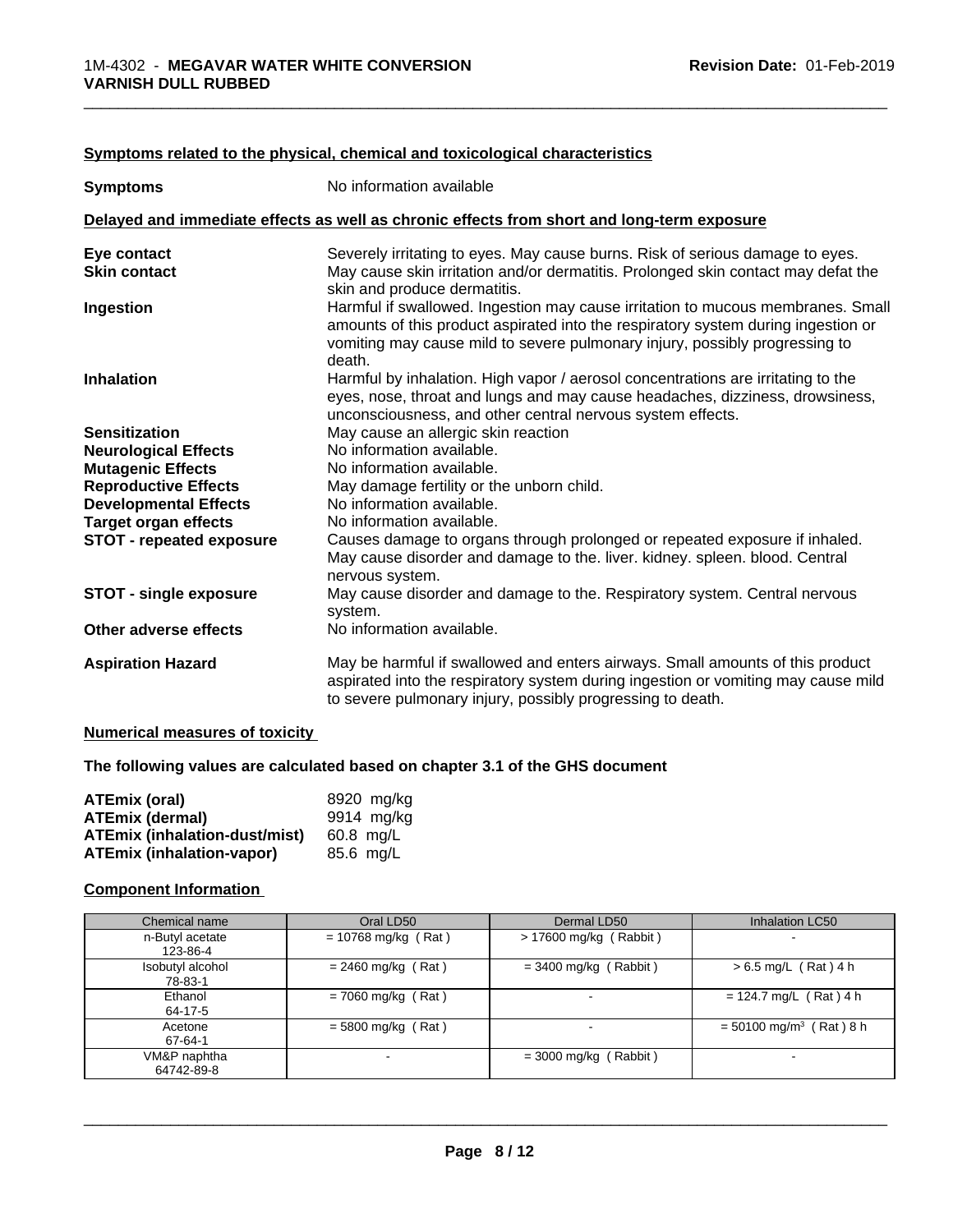### Symptoms related to the physical, chemical and toxicological characteristics

**Symptoms** No information available

### Delayed and immediate effects as well as chronic effects from short and long-term exposure

**Eye contact** Severely irritating to eyes. May cause burns. Risk of serious damage to eyes.

**Skin contact** May cause skin irritation and/or dermatitis. Prolonged skin contact may defat the skin and produce dermatitis.

**Ingestion** Harmful if swallowed. Ingestion may cause irritation to mucous membranes. Small amounts of this product aspirated into the respiratory system during ingestion or vomiting may cause mild to severe pulmonary injury, possibly progressing to death.

**Inhalation** Harmful by inhalation. High vapor / aerosol concentrations are irritating to the eyes, nose, throat and lungs and may cause headaches, dizziness, drowsiness, unconsciousness, and other central nervous system effects.

**Sensitization** May cause an allergic skin reaction

**Neurological Effects** No information available.

**Mutagenic Effects** No information available.

**Reproductive Effects** May damage fertility or the unborn child.

**Developmental Effects** No information available.

**Target organ effects** No information available.

**STOT - repeated exposure** Causes damage to organs through prolonged or repeated exposure if inhaled. May cause disorder and damage to the. liver. kidney. spleen. blood. Central nervous system.

**STOT - single exposure** May cause disorder and damage to the. Respiratory system. Central nervous system.

**Other adverse effects** No information available.

**Aspiration Hazard** May be harmful if swallowed and enters airways. Small amounts of this product aspirated into the respiratory system during ingestion or vomiting may cause mild to severe pulmonary injury, possibly progressing to death.

### Numerical measures of toxicity

**The following values are calculated based on chapter 3.1 of the GHS document**

**ATEmix (oral)** 8920 mg/kg
**ATEmix (dermal)** 9914 mg/kg
**ATEmix (inhalation-dust/mist)** 60.8 mg/L
**ATEmix (inhalation-vapor)** 85.6 mg/L

### Component Information

| Chemical name | Oral LD50 | Dermal LD50 | Inhalation LC50 |
|---|---|---|---|
| n-Butyl acetate<br>123-86-4 | = 10768 mg/kg ( Rat ) | > 17600 mg/kg ( Rabbit ) | - |
| Isobutyl alcohol<br>78-83-1 | = 2460 mg/kg ( Rat ) | = 3400 mg/kg ( Rabbit ) | > 6.5 mg/L ( Rat ) 4 h |
| Ethanol<br>64-17-5 | = 7060 mg/kg ( Rat ) | - | = 124.7 mg/L ( Rat ) 4 h |
| Acetone<br>67-64-1 | = 5800 mg/kg ( Rat ) | - | = 50100 mg/m$^3$ ( Rat ) 8 h |
| VM&P naphtha<br>64742-89-8 | - | = 3000 mg/kg ( Rabbit ) | - |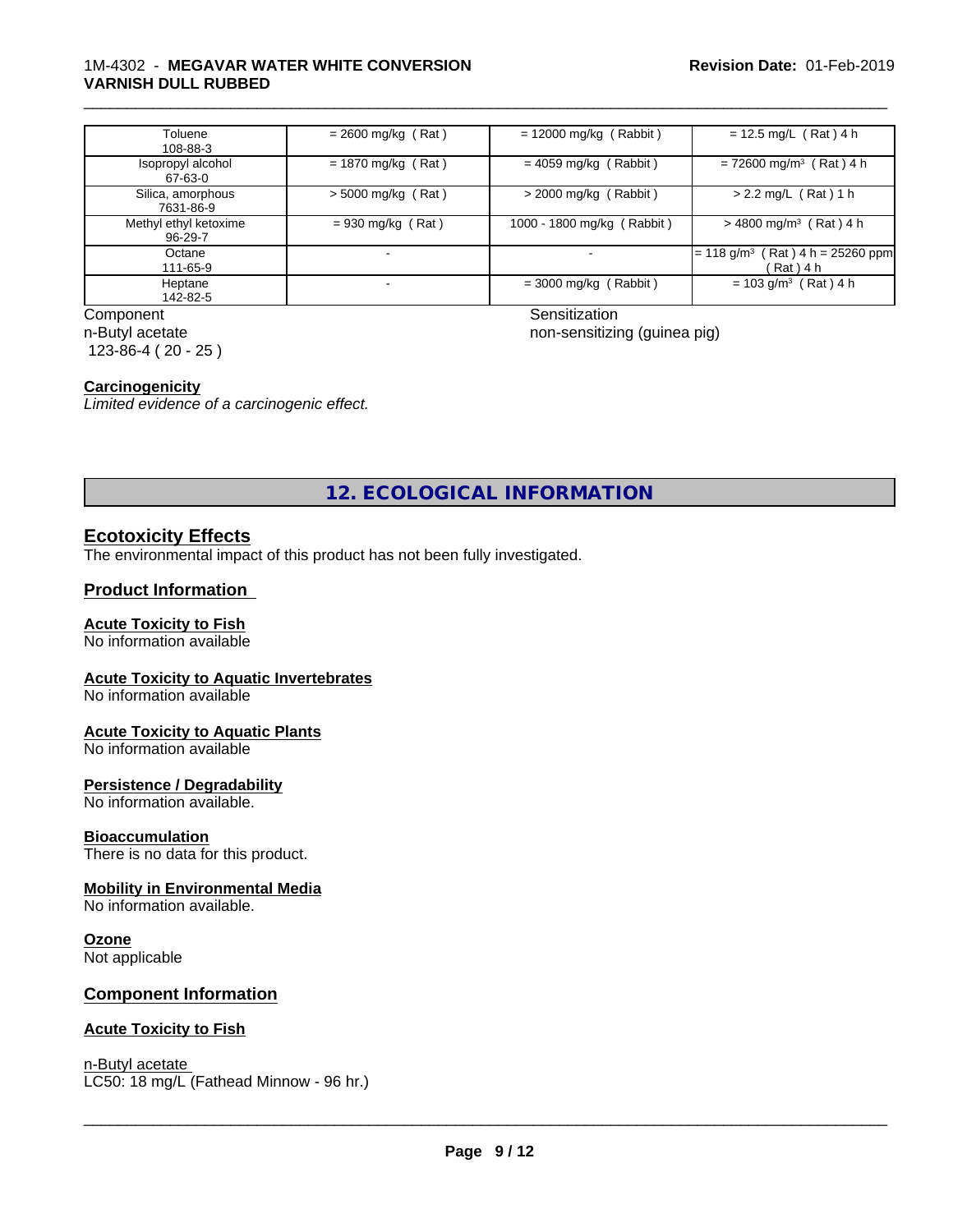| | | | |
|---|---|---|---|
| Toluene<br>108-88-3 | = 2600 mg/kg ( Rat ) | = 12000 mg/kg ( Rabbit ) | = 12.5 mg/L ( Rat ) 4 h |
| Isopropyl alcohol<br>67-63-0 | = 1870 mg/kg ( Rat ) | = 4059 mg/kg ( Rabbit ) | = 72600 mg/m³ ( Rat ) 4 h |
| Silica, amorphous<br>7631-86-9 | > 5000 mg/kg ( Rat ) | > 2000 mg/kg ( Rabbit ) | > 2.2 mg/L ( Rat ) 1 h |
| Methyl ethyl ketoxime<br>96-29-7 | = 930 mg/kg ( Rat ) | 1000 - 1800 mg/kg ( Rabbit ) | > 4800 mg/m³ ( Rat ) 4 h |
| Octane<br>111-65-9 | - | - | = 118 g/m³ ( Rat ) 4 h = 25260 ppm ( Rat ) 4 h |
| Heptane<br>142-82-5 | - | = 3000 mg/kg ( Rabbit ) | = 103 g/m³ ( Rat ) 4 h |

| Component | Sensitization |
|---|---|
| n-Butyl acetate<br>123-86-4 ( 20 - 25 ) | non-sensitizing (guinea pig) |

**Carcinogenicity**

*Limited evidence of a carcinogenic effect.*

## 12. ECOLOGICAL INFORMATION

### Ecotoxicity Effects

The environmental impact of this product has not been fully investigated.

### Product Information

**Acute Toxicity to Fish**

No information available

**Acute Toxicity to Aquatic Invertebrates**

No information available

**Acute Toxicity to Aquatic Plants**

No information available

**Persistence / Degradability**

No information available.

**Bioaccumulation**

There is no data for this product.

**Mobility in Environmental Media**

No information available.

**Ozone**

Not applicable

### Component Information

**Acute Toxicity to Fish**

n-Butyl acetate

LC50: 18 mg/L (Fathead Minnow - 96 hr.)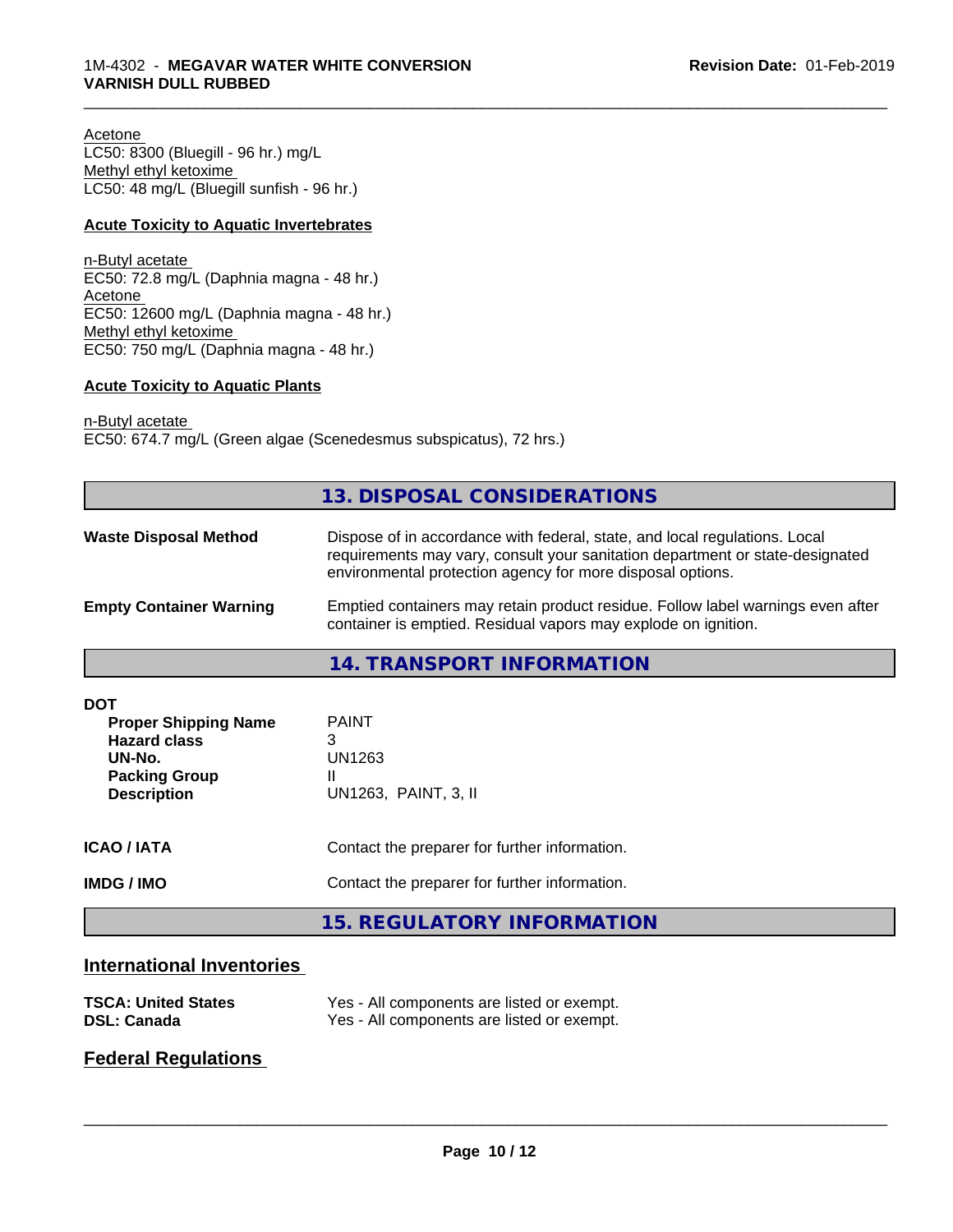Acetone
LC50: 8300 (Bluegill - 96 hr.) mg/L
Methyl ethyl ketoxime
LC50: 48 mg/L (Bluegill sunfish - 96 hr.)

**Acute Toxicity to Aquatic Invertebrates**

n-Butyl acetate
EC50: 72.8 mg/L (Daphnia magna - 48 hr.)
Acetone
EC50: 12600 mg/L (Daphnia magna - 48 hr.)
Methyl ethyl ketoxime
EC50: 750 mg/L (Daphnia magna - 48 hr.)

**Acute Toxicity to Aquatic Plants**

n-Butyl acetate
EC50: 674.7 mg/L (Green algae (Scenedesmus subspicatus), 72 hrs.)

## 13. DISPOSAL CONSIDERATIONS

**Waste Disposal Method** Dispose of in accordance with federal, state, and local regulations. Local requirements may vary, consult your sanitation department or state-designated environmental protection agency for more disposal options.

**Empty Container Warning** Emptied containers may retain product residue. Follow label warnings even after container is emptied. Residual vapors may explode on ignition.

## 14. TRANSPORT INFORMATION

**DOT**

| | |
|---|---|
| **Proper Shipping Name** | PAINT |
| **Hazard class** | 3 |
| **UN-No.** | UN1263 |
| **Packing Group** | II |
| **Description** | UN1263, PAINT, 3, II |

**ICAO / IATA** Contact the preparer for further information.

**IMDG / IMO** Contact the preparer for further information.

## 15. REGULATORY INFORMATION

### International Inventories

| | |
|---|---|
| **TSCA: United States** | Yes - All components are listed or exempt. |
| **DSL: Canada** | Yes - All components are listed or exempt. |

### Federal Regulations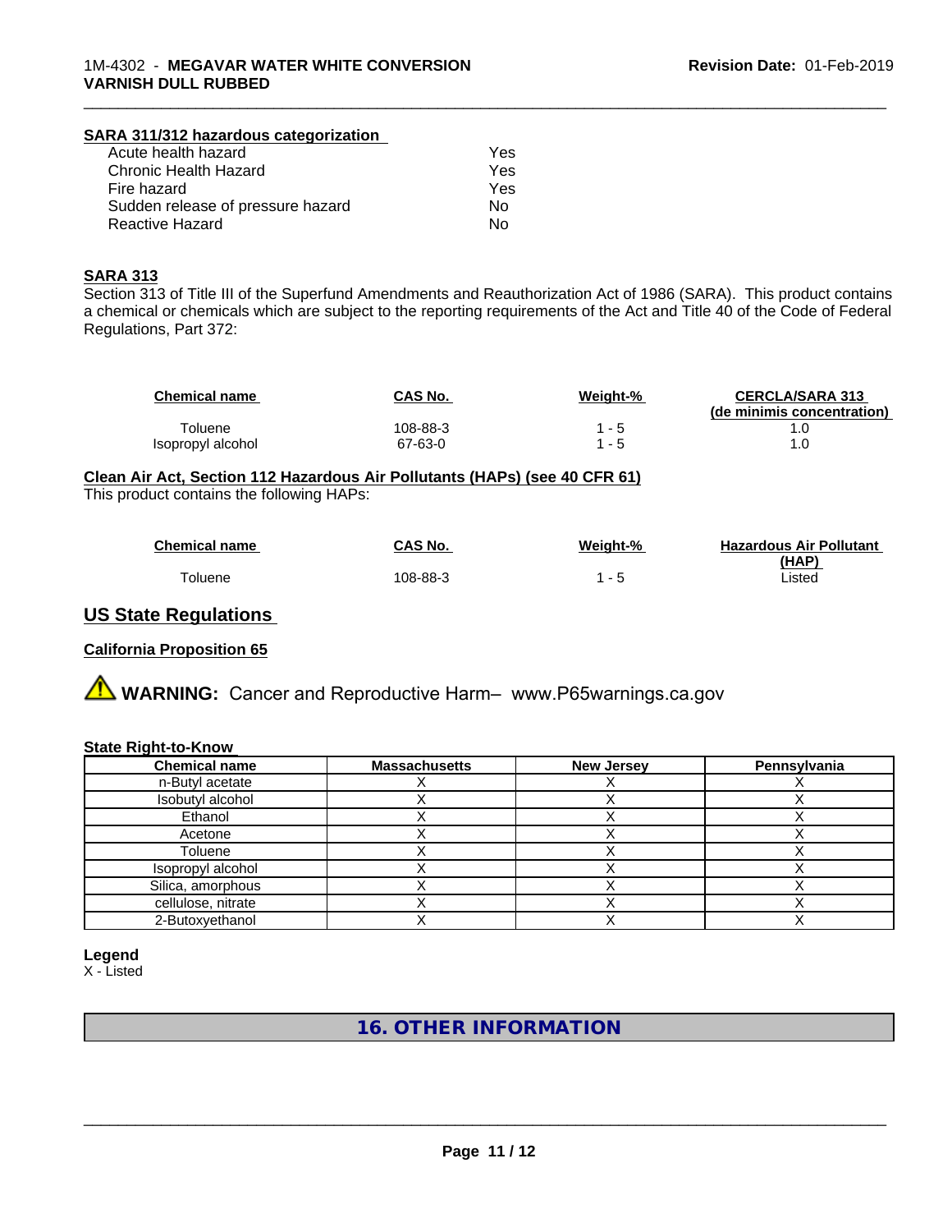#### SARA 311/312 hazardous categorization

| | |
|---|---|
| Acute health hazard | Yes |
| Chronic Health Hazard | Yes |
| Fire hazard | Yes |
| Sudden release of pressure hazard | No |
| Reactive Hazard | No |

#### SARA 313

Section 313 of Title III of the Superfund Amendments and Reauthorization Act of 1986 (SARA). This product contains a chemical or chemicals which are subject to the reporting requirements of the Act and Title 40 of the Code of Federal Regulations, Part 372:

| Chemical name | CAS No. | Weight-% | CERCLA/SARA 313 (de minimis concentration) |
|---|---|---|---|
| Toluene | 108-88-3 | 1 - 5 | 1.0 |
| Isopropyl alcohol | 67-63-0 | 1 - 5 | 1.0 |

#### Clean Air Act, Section 112 Hazardous Air Pollutants (HAPs) (see 40 CFR 61)

This product contains the following HAPs:

| Chemical name | CAS No. | Weight-% | Hazardous Air Pollutant (HAP) |
|---|---|---|---|
| Toluene | 108-88-3 | 1 - 5 | Listed |

## US State Regulations

#### California Proposition 65

⚠ **WARNING:** Cancer and Reproductive Harm– www.P65warnings.ca.gov

#### State Right-to-Know

| Chemical name | Massachusetts | New Jersey | Pennsylvania |
|---|---|---|---|
| n-Butyl acetate | X | X | X |
| Isobutyl alcohol | X | X | X |
| Ethanol | X | X | X |
| Acetone | X | X | X |
| Toluene | X | X | X |
| Isopropyl alcohol | X | X | X |
| Silica, amorphous | X | X | X |
| cellulose, nitrate | X | X | X |
| 2-Butoxyethanol | X | X | X |

**Legend**
X - Listed

## 16. OTHER INFORMATION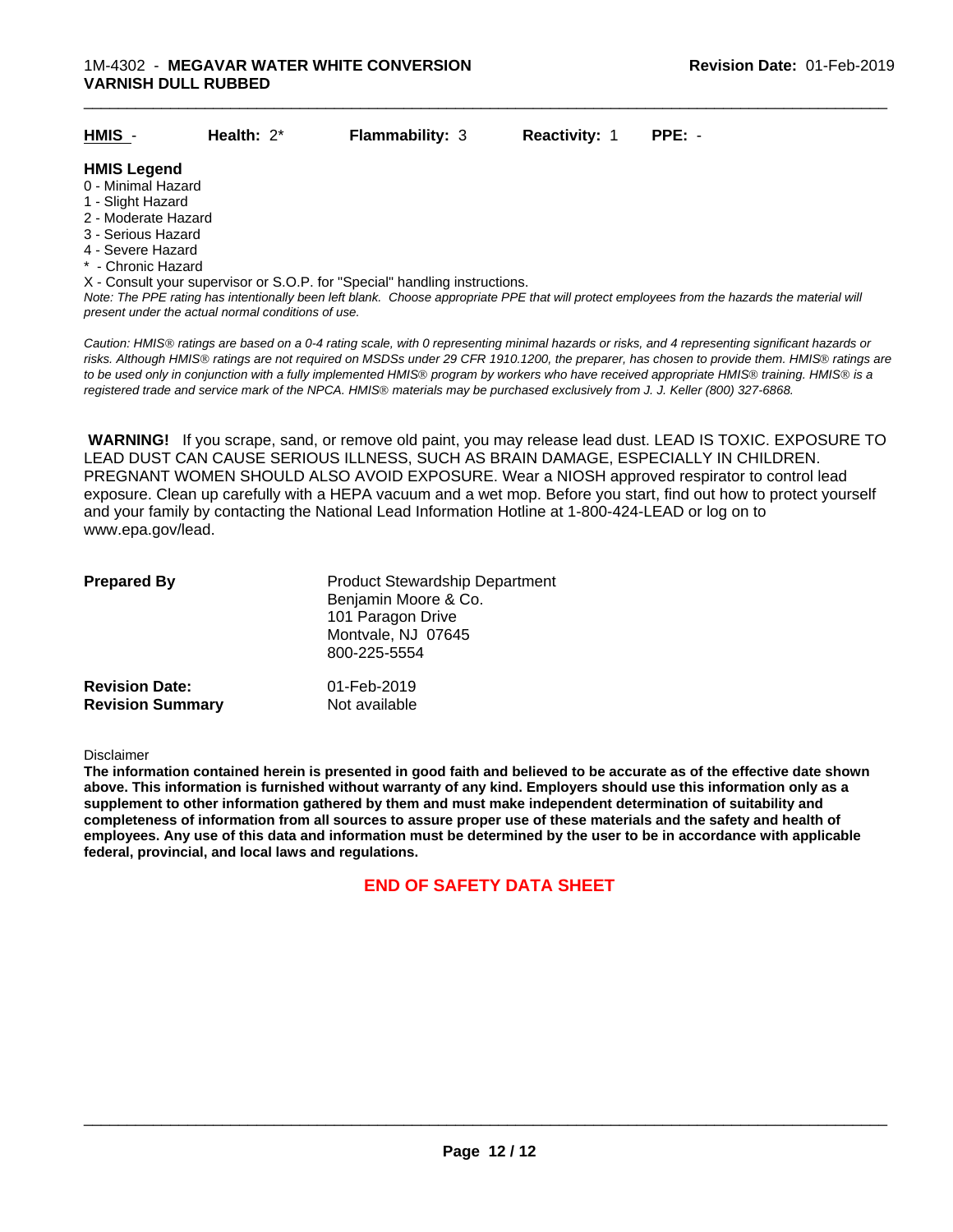| **HMIS** - | **Health:** 2* | **Flammability:** 3 | **Reactivity:** 1 | **PPE:** - |
|---|---|---|---|---|

**HMIS Legend**

0 - Minimal Hazard
1 - Slight Hazard
2 - Moderate Hazard
3 - Serious Hazard
4 - Severe Hazard
* - Chronic Hazard
X - Consult your supervisor or S.O.P. for "Special" handling instructions.

*Note: The PPE rating has intentionally been left blank. Choose appropriate PPE that will protect employees from the hazards the material will present under the actual normal conditions of use.*

*Caution: HMIS® ratings are based on a 0-4 rating scale, with 0 representing minimal hazards or risks, and 4 representing significant hazards or risks. Although HMIS® ratings are not required on MSDSs under 29 CFR 1910.1200, the preparer, has chosen to provide them. HMIS® ratings are to be used only in conjunction with a fully implemented HMIS® program by workers who have received appropriate HMIS® training. HMIS® is a registered trade and service mark of the NPCA. HMIS® materials may be purchased exclusively from J. J. Keller (800) 327-6868.*

**WARNING!** If you scrape, sand, or remove old paint, you may release lead dust. LEAD IS TOXIC. EXPOSURE TO LEAD DUST CAN CAUSE SERIOUS ILLNESS, SUCH AS BRAIN DAMAGE, ESPECIALLY IN CHILDREN. PREGNANT WOMEN SHOULD ALSO AVOID EXPOSURE. Wear a NIOSH approved respirator to control lead exposure. Clean up carefully with a HEPA vacuum and a wet mop. Before you start, find out how to protect yourself and your family by contacting the National Lead Information Hotline at 1-800-424-LEAD or log on to www.epa.gov/lead.

**Prepared By**
Product Stewardship Department
Benjamin Moore & Co.
101 Paragon Drive
Montvale, NJ 07645
800-225-5554

**Revision Date:** 01-Feb-2019
**Revision Summary** Not available

Disclaimer

**The information contained herein is presented in good faith and believed to be accurate as of the effective date shown above. This information is furnished without warranty of any kind. Employers should use this information only as a supplement to other information gathered by them and must make independent determination of suitability and completeness of information from all sources to assure proper use of these materials and the safety and health of employees. Any use of this data and information must be determined by the user to be in accordance with applicable federal, provincial, and local laws and regulations.**

**END OF SAFETY DATA SHEET**